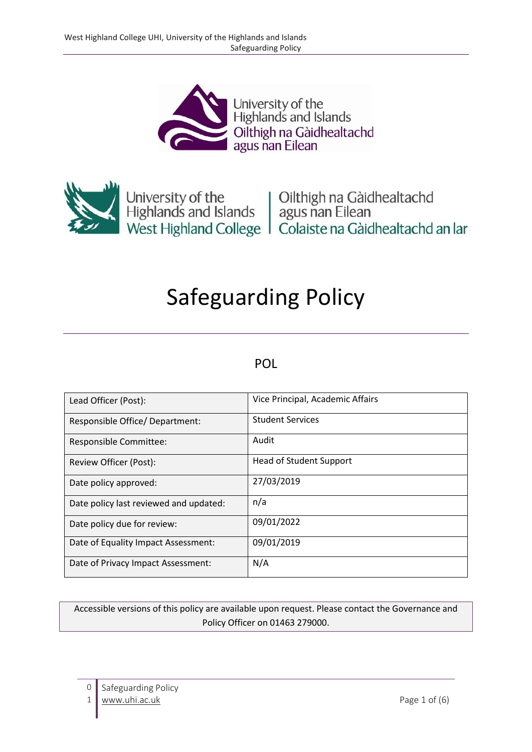# Safeguarding Policy

## POL

| Lead Officer (Post): | Vice Principal, Academic Affairs |
|---|---|
| Responsible Office/ Department: | Student Services |
| Responsible Committee: | Audit |
| Review Officer (Post): | Head of Student Support |
| Date policy approved: | 27/03/2019 |
| Date policy last reviewed and updated: | n/a |
| Date policy due for review: | 09/01/2022 |
| Date of Equality Impact Assessment: | 09/01/2019 |
| Date of Privacy Impact Assessment: | N/A |

Accessible versions of this policy are available upon request. Please contact the Governance and Policy Officer on 01463 279000.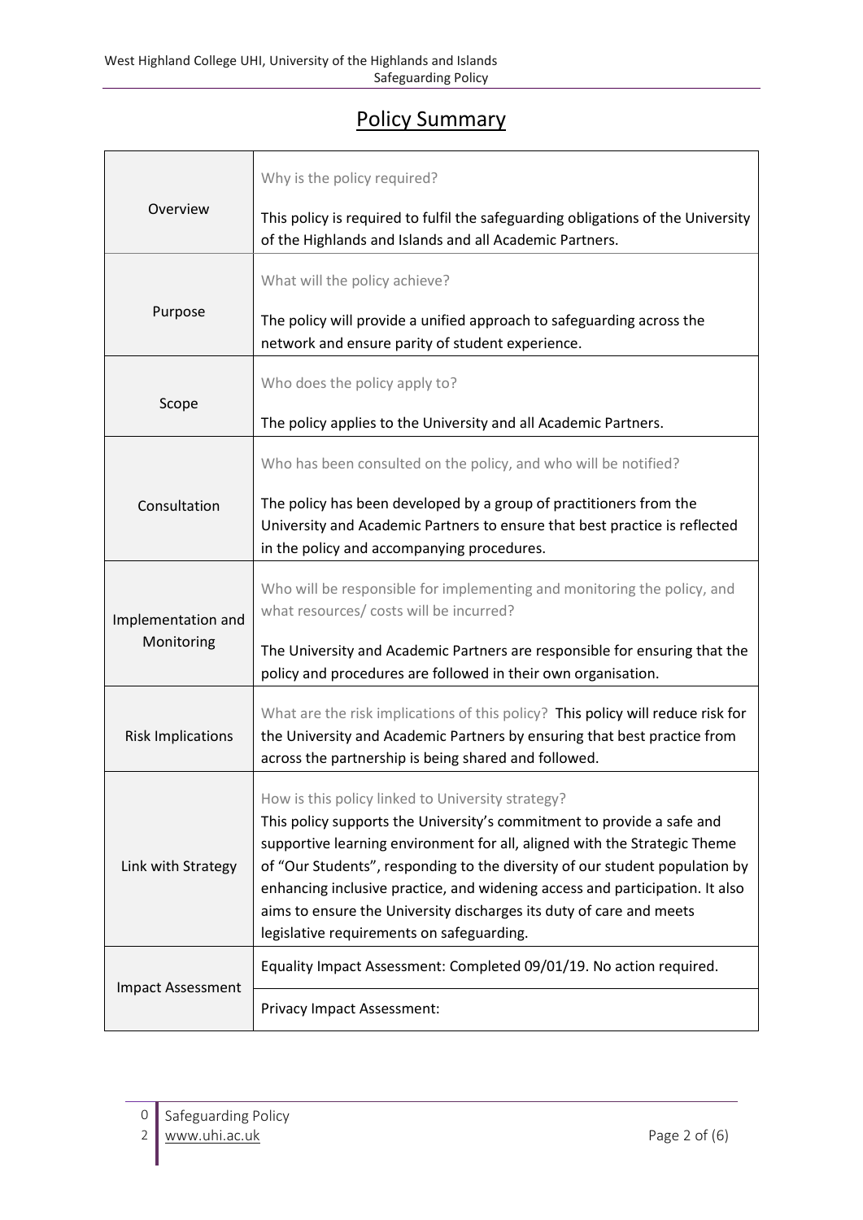# Policy Summary

| | |
|---|---|
| Overview | Why is the policy required?<br><br>This policy is required to fulfil the safeguarding obligations of the University of the Highlands and Islands and all Academic Partners. |
| Purpose | What will the policy achieve?<br><br>The policy will provide a unified approach to safeguarding across the network and ensure parity of student experience. |
| Scope | Who does the policy apply to?<br><br>The policy applies to the University and all Academic Partners. |
| Consultation | Who has been consulted on the policy, and who will be notified?<br><br>The policy has been developed by a group of practitioners from the University and Academic Partners to ensure that best practice is reflected in the policy and accompanying procedures. |
| Implementation and Monitoring | Who will be responsible for implementing and monitoring the policy, and what resources/ costs will be incurred?<br><br>The University and Academic Partners are responsible for ensuring that the policy and procedures are followed in their own organisation. |
| Risk Implications | What are the risk implications of this policy? This policy will reduce risk for the University and Academic Partners by ensuring that best practice from across the partnership is being shared and followed. |
| Link with Strategy | How is this policy linked to University strategy?<br>This policy supports the University's commitment to provide a safe and supportive learning environment for all, aligned with the Strategic Theme of "Our Students", responding to the diversity of our student population by enhancing inclusive practice, and widening access and participation. It also aims to ensure the University discharges its duty of care and meets legislative requirements on safeguarding. |
| Impact Assessment | Equality Impact Assessment: Completed 09/01/19. No action required. |
| | Privacy Impact Assessment: |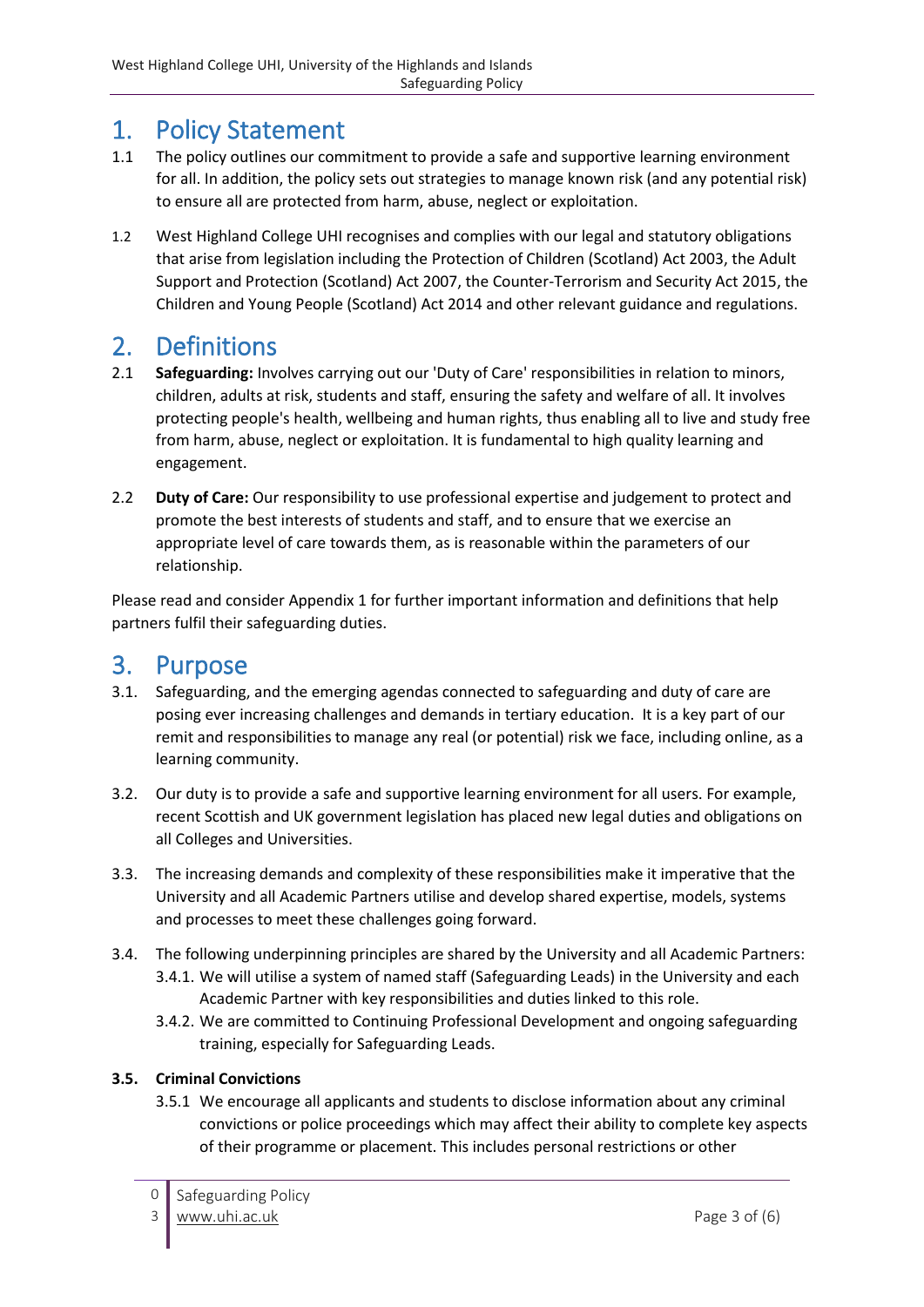## 1. Policy Statement

1.1 The policy outlines our commitment to provide a safe and supportive learning environment for all. In addition, the policy sets out strategies to manage known risk (and any potential risk) to ensure all are protected from harm, abuse, neglect or exploitation.

1.2 West Highland College UHI recognises and complies with our legal and statutory obligations that arise from legislation including the Protection of Children (Scotland) Act 2003, the Adult Support and Protection (Scotland) Act 2007, the Counter-Terrorism and Security Act 2015, the Children and Young People (Scotland) Act 2014 and other relevant guidance and regulations.

## 2. Definitions

2.1 **Safeguarding:** Involves carrying out our 'Duty of Care' responsibilities in relation to minors, children, adults at risk, students and staff, ensuring the safety and welfare of all. It involves protecting people's health, wellbeing and human rights, thus enabling all to live and study free from harm, abuse, neglect or exploitation. It is fundamental to high quality learning and engagement.

2.2 **Duty of Care:** Our responsibility to use professional expertise and judgement to protect and promote the best interests of students and staff, and to ensure that we exercise an appropriate level of care towards them, as is reasonable within the parameters of our relationship.

Please read and consider Appendix 1 for further important information and definitions that help partners fulfil their safeguarding duties.

## 3. Purpose

3.1. Safeguarding, and the emerging agendas connected to safeguarding and duty of care are posing ever increasing challenges and demands in tertiary education. It is a key part of our remit and responsibilities to manage any real (or potential) risk we face, including online, as a learning community.

3.2. Our duty is to provide a safe and supportive learning environment for all users. For example, recent Scottish and UK government legislation has placed new legal duties and obligations on all Colleges and Universities.

3.3. The increasing demands and complexity of these responsibilities make it imperative that the University and all Academic Partners utilise and develop shared expertise, models, systems and processes to meet these challenges going forward.

3.4. The following underpinning principles are shared by the University and all Academic Partners:

- 3.4.1. We will utilise a system of named staff (Safeguarding Leads) in the University and each Academic Partner with key responsibilities and duties linked to this role.
- 3.4.2. We are committed to Continuing Professional Development and ongoing safeguarding training, especially for Safeguarding Leads.

**3.5. Criminal Convictions**

- 3.5.1 We encourage all applicants and students to disclose information about any criminal convictions or police proceedings which may affect their ability to complete key aspects of their programme or placement. This includes personal restrictions or other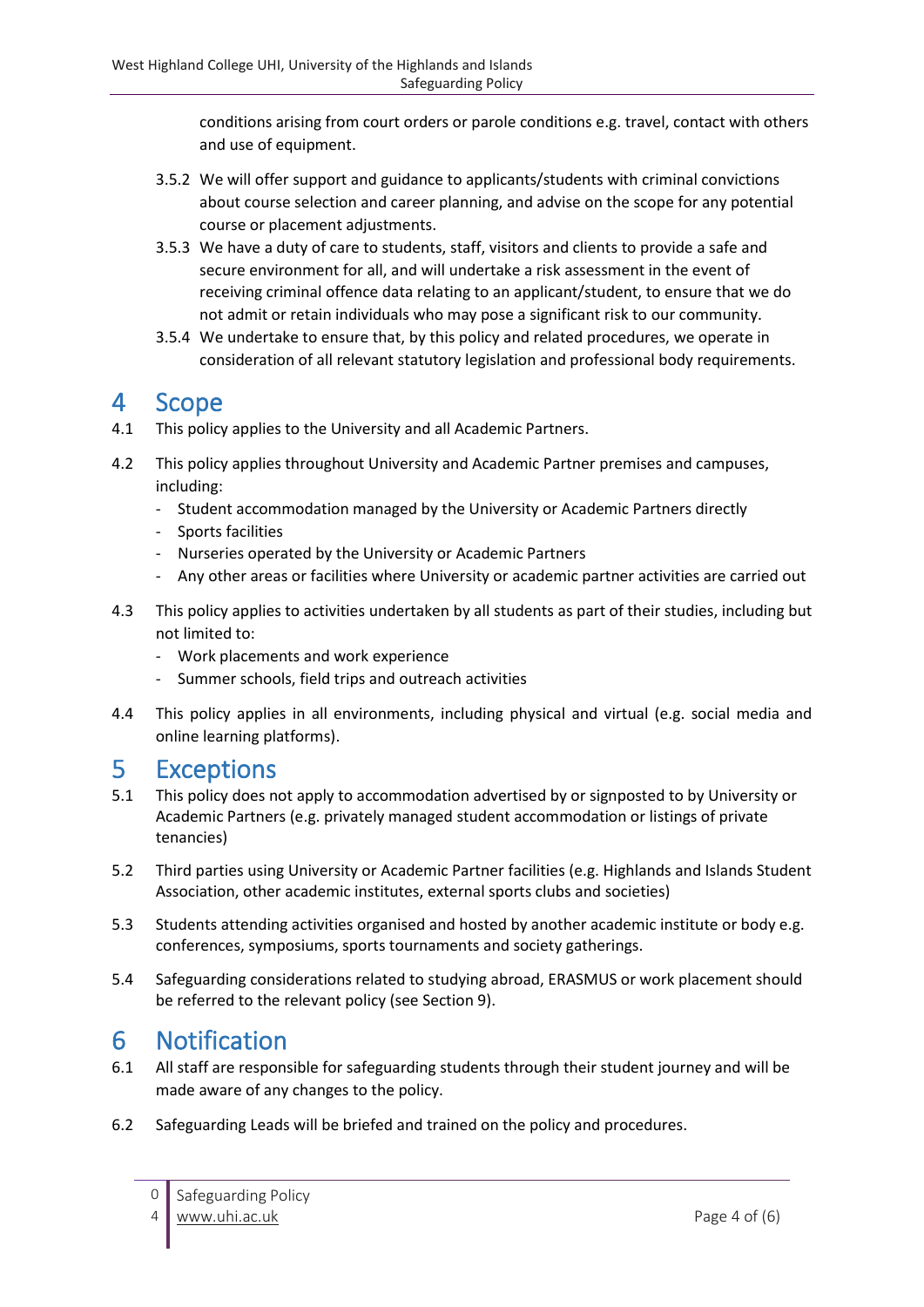conditions arising from court orders or parole conditions e.g. travel, contact with others and use of equipment.

3.5.2 We will offer support and guidance to applicants/students with criminal convictions about course selection and career planning, and advise on the scope for any potential course or placement adjustments.

3.5.3 We have a duty of care to students, staff, visitors and clients to provide a safe and secure environment for all, and will undertake a risk assessment in the event of receiving criminal offence data relating to an applicant/student, to ensure that we do not admit or retain individuals who may pose a significant risk to our community.

3.5.4 We undertake to ensure that, by this policy and related procedures, we operate in consideration of all relevant statutory legislation and professional body requirements.

# 4 Scope

4.1 This policy applies to the University and all Academic Partners.

4.2 This policy applies throughout University and Academic Partner premises and campuses, including:

- Student accommodation managed by the University or Academic Partners directly
- Sports facilities
- Nurseries operated by the University or Academic Partners
- Any other areas or facilities where University or academic partner activities are carried out

4.3 This policy applies to activities undertaken by all students as part of their studies, including but not limited to:

- Work placements and work experience
- Summer schools, field trips and outreach activities

4.4 This policy applies in all environments, including physical and virtual (e.g. social media and online learning platforms).

# 5 Exceptions

5.1 This policy does not apply to accommodation advertised by or signposted to by University or Academic Partners (e.g. privately managed student accommodation or listings of private tenancies)

5.2 Third parties using University or Academic Partner facilities (e.g. Highlands and Islands Student Association, other academic institutes, external sports clubs and societies)

5.3 Students attending activities organised and hosted by another academic institute or body e.g. conferences, symposiums, sports tournaments and society gatherings.

5.4 Safeguarding considerations related to studying abroad, ERASMUS or work placement should be referred to the relevant policy (see Section 9).

# 6 Notification

6.1 All staff are responsible for safeguarding students through their student journey and will be made aware of any changes to the policy.

6.2 Safeguarding Leads will be briefed and trained on the policy and procedures.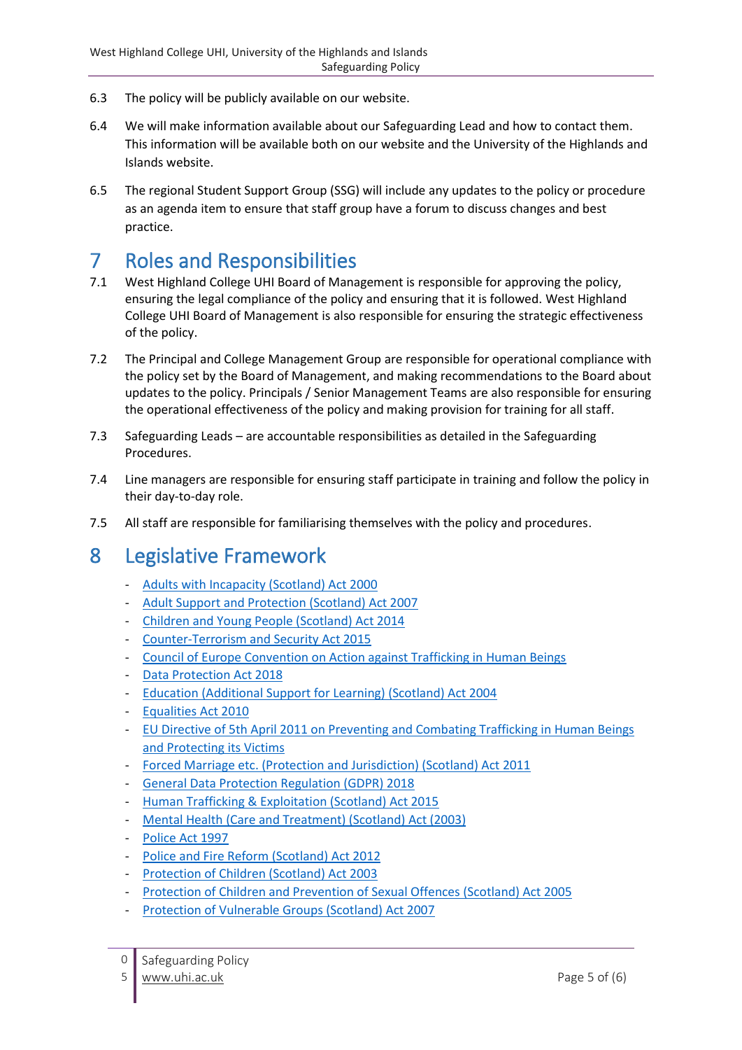6.3 The policy will be publicly available on our website.

6.4 We will make information available about our Safeguarding Lead and how to contact them. This information will be available both on our website and the University of the Highlands and Islands website.

6.5 The regional Student Support Group (SSG) will include any updates to the policy or procedure as an agenda item to ensure that staff group have a forum to discuss changes and best practice.

# 7 Roles and Responsibilities

7.1 West Highland College UHI Board of Management is responsible for approving the policy, ensuring the legal compliance of the policy and ensuring that it is followed. West Highland College UHI Board of Management is also responsible for ensuring the strategic effectiveness of the policy.

7.2 The Principal and College Management Group are responsible for operational compliance with the policy set by the Board of Management, and making recommendations to the Board about updates to the policy. Principals / Senior Management Teams are also responsible for ensuring the operational effectiveness of the policy and making provision for training for all staff.

7.3 Safeguarding Leads – are accountable responsibilities as detailed in the Safeguarding Procedures.

7.4 Line managers are responsible for ensuring staff participate in training and follow the policy in their day-to-day role.

7.5 All staff are responsible for familiarising themselves with the policy and procedures.

# 8 Legislative Framework

- Adults with Incapacity (Scotland) Act 2000
- Adult Support and Protection (Scotland) Act 2007
- Children and Young People (Scotland) Act 2014
- Counter-Terrorism and Security Act 2015
- Council of Europe Convention on Action against Trafficking in Human Beings
- Data Protection Act 2018
- Education (Additional Support for Learning) (Scotland) Act 2004
- Equalities Act 2010
- EU Directive of 5th April 2011 on Preventing and Combating Trafficking in Human Beings and Protecting its Victims
- Forced Marriage etc. (Protection and Jurisdiction) (Scotland) Act 2011
- General Data Protection Regulation (GDPR) 2018
- Human Trafficking & Exploitation (Scotland) Act 2015
- Mental Health (Care and Treatment) (Scotland) Act (2003)
- Police Act 1997
- Police and Fire Reform (Scotland) Act 2012
- Protection of Children (Scotland) Act 2003
- Protection of Children and Prevention of Sexual Offences (Scotland) Act 2005
- Protection of Vulnerable Groups (Scotland) Act 2007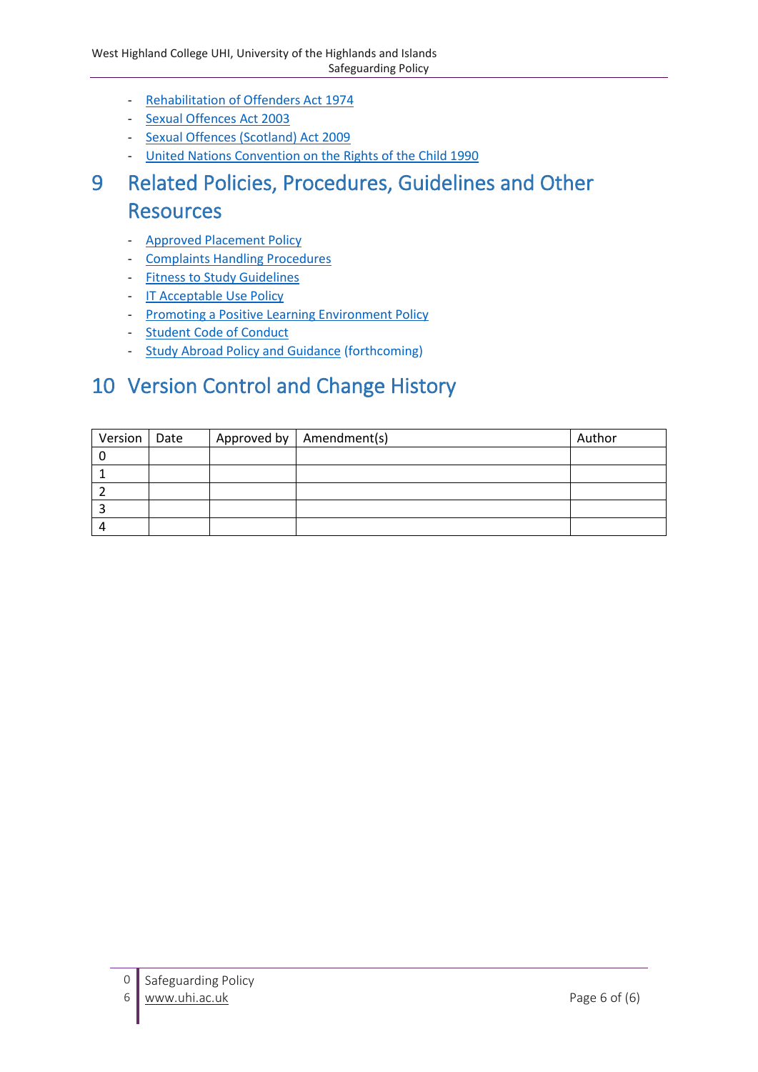- Rehabilitation of Offenders Act 1974
- Sexual Offences Act 2003
- Sexual Offences (Scotland) Act 2009
- United Nations Convention on the Rights of the Child 1990

# 9 Related Policies, Procedures, Guidelines and Other Resources

- Approved Placement Policy
- Complaints Handling Procedures
- Fitness to Study Guidelines
- IT Acceptable Use Policy
- Promoting a Positive Learning Environment Policy
- Student Code of Conduct
- Study Abroad Policy and Guidance (forthcoming)

# 10 Version Control and Change History

| Version | Date | Approved by | Amendment(s) | Author |
|---|---|---|---|---|
| 0 | | | | |
| 1 | | | | |
| 2 | | | | |
| 3 | | | | |
| 4 | | | | |